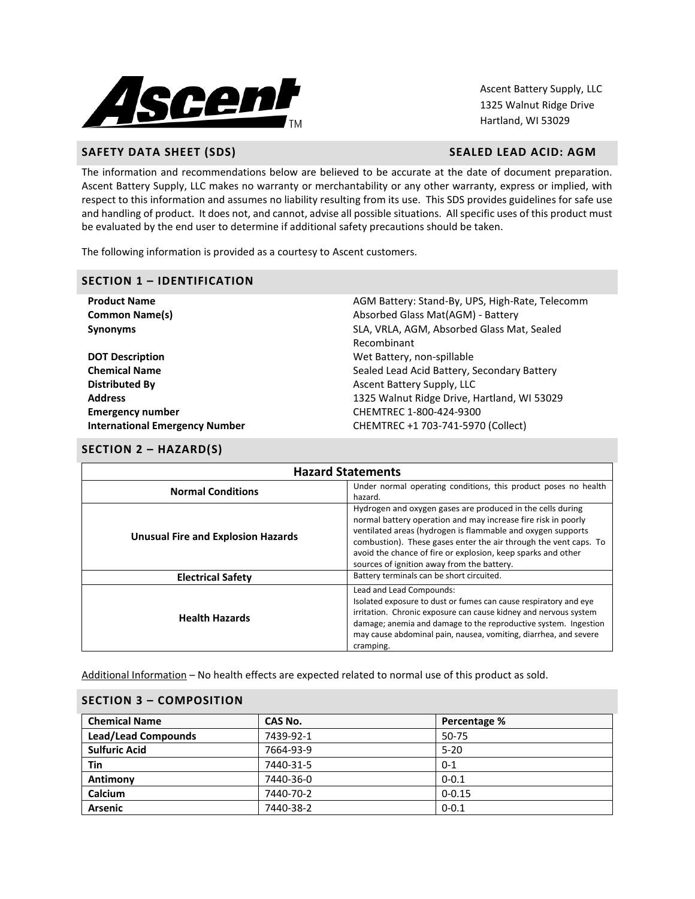Ascent Battery Supply, LLC
1325 Walnut Ridge Drive
Hartland, WI 53029

## SAFETY DATA SHEET (SDS) — SEALED LEAD ACID: AGM

The information and recommendations below are believed to be accurate at the date of document preparation. Ascent Battery Supply, LLC makes no warranty or merchantability or any other warranty, express or implied, with respect to this information and assumes no liability resulting from its use. This SDS provides guidelines for safe use and handling of product. It does not, and cannot, advise all possible situations. All specific uses of this product must be evaluated by the end user to determine if additional safety precautions should be taken.

The following information is provided as a courtesy to Ascent customers.

## SECTION 1 – IDENTIFICATION

| | |
|---|---|
| **Product Name** | AGM Battery: Stand-By, UPS, High-Rate, Telecomm |
| **Common Name(s)** | Absorbed Glass Mat(AGM) - Battery |
| **Synonyms** | SLA, VRLA, AGM, Absorbed Glass Mat, Sealed Recombinant |
| **DOT Description** | Wet Battery, non-spillable |
| **Chemical Name** | Sealed Lead Acid Battery, Secondary Battery |
| **Distributed By** | Ascent Battery Supply, LLC |
| **Address** | 1325 Walnut Ridge Drive, Hartland, WI 53029 |
| **Emergency number** | CHEMTREC 1-800-424-9300 |
| **International Emergency Number** | CHEMTREC +1 703-741-5970 (Collect) |

## SECTION 2 – HAZARD(S)

| Hazard Statements | |
|---|---|
| **Normal Conditions** | Under normal operating conditions, this product poses no health hazard. |
| **Unusual Fire and Explosion Hazards** | Hydrogen and oxygen gases are produced in the cells during normal battery operation and may increase fire risk in poorly ventilated areas (hydrogen is flammable and oxygen supports combustion). These gases enter the air through the vent caps. To avoid the chance of fire or explosion, keep sparks and other sources of ignition away from the battery. |
| **Electrical Safety** | Battery terminals can be short circuited. |
| **Health Hazards** | Lead and Lead Compounds: Isolated exposure to dust or fumes can cause respiratory and eye irritation. Chronic exposure can cause kidney and nervous system damage; anemia and damage to the reproductive system. Ingestion may cause abdominal pain, nausea, vomiting, diarrhea, and severe cramping. |

Additional Information – No health effects are expected related to normal use of this product as sold.

## SECTION 3 – COMPOSITION

| Chemical Name | CAS No. | Percentage % |
|---|---|---|
| **Lead/Lead Compounds** | 7439-92-1 | 50-75 |
| **Sulfuric Acid** | 7664-93-9 | 5-20 |
| **Tin** | 7440-31-5 | 0-1 |
| **Antimony** | 7440-36-0 | 0-0.1 |
| **Calcium** | 7440-70-2 | 0-0.15 |
| **Arsenic** | 7440-38-2 | 0-0.1 |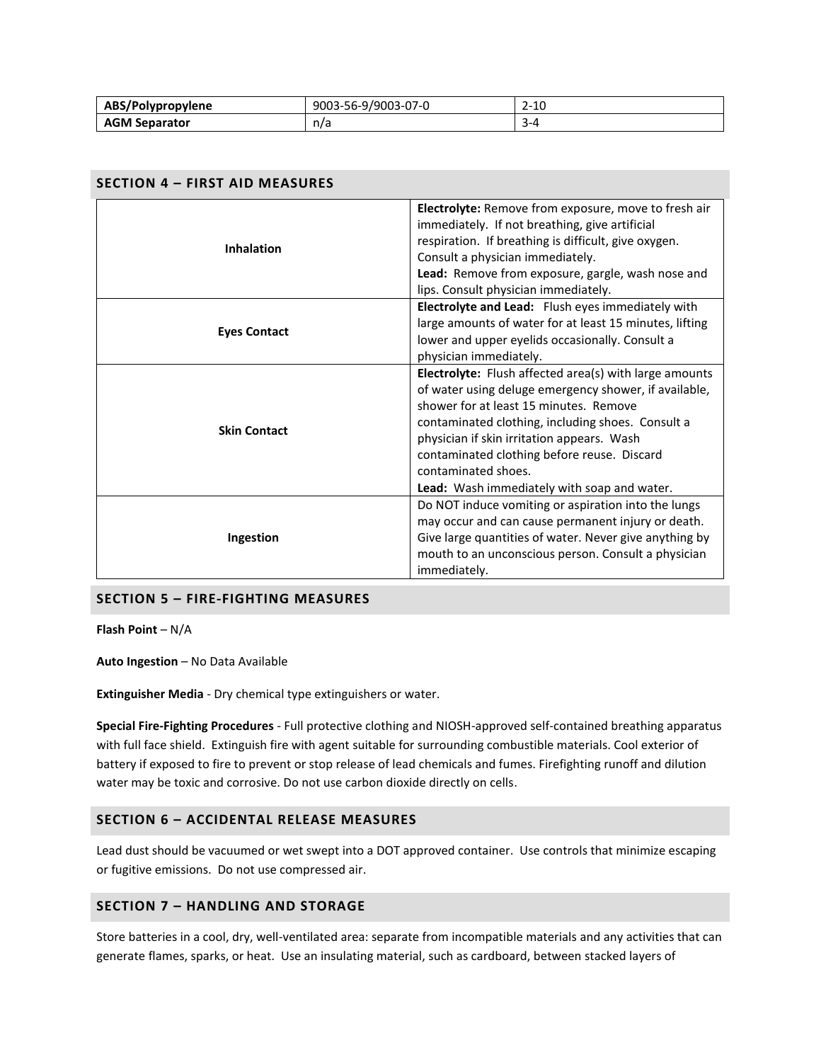| ABS/Polypropylene | 9003-56-9/9003-07-0 | 2-10 |
| --- | --- | --- |
| AGM Separator | n/a | 3-4 |

## SECTION 4 – FIRST AID MEASURES

| | |
| --- | --- |
| **Inhalation** | **Electrolyte:** Remove from exposure, move to fresh air immediately. If not breathing, give artificial respiration. If breathing is difficult, give oxygen. Consult a physician immediately. **Lead:** Remove from exposure, gargle, wash nose and lips. Consult physician immediately. |
| **Eyes Contact** | **Electrolyte and Lead:** Flush eyes immediately with large amounts of water for at least 15 minutes, lifting lower and upper eyelids occasionally. Consult a physician immediately. |
| **Skin Contact** | **Electrolyte:** Flush affected area(s) with large amounts of water using deluge emergency shower, if available, shower for at least 15 minutes. Remove contaminated clothing, including shoes. Consult a physician if skin irritation appears. Wash contaminated clothing before reuse. Discard contaminated shoes. **Lead:** Wash immediately with soap and water. |
| **Ingestion** | Do NOT induce vomiting or aspiration into the lungs may occur and can cause permanent injury or death. Give large quantities of water. Never give anything by mouth to an unconscious person. Consult a physician immediately. |

## SECTION 5 – FIRE-FIGHTING MEASURES

**Flash Point** – N/A

**Auto Ingestion** – No Data Available

**Extinguisher Media** - Dry chemical type extinguishers or water.

**Special Fire-Fighting Procedures** - Full protective clothing and NIOSH-approved self-contained breathing apparatus with full face shield. Extinguish fire with agent suitable for surrounding combustible materials. Cool exterior of battery if exposed to fire to prevent or stop release of lead chemicals and fumes. Firefighting runoff and dilution water may be toxic and corrosive. Do not use carbon dioxide directly on cells.

## SECTION 6 – ACCIDENTAL RELEASE MEASURES

Lead dust should be vacuumed or wet swept into a DOT approved container. Use controls that minimize escaping or fugitive emissions. Do not use compressed air.

## SECTION 7 – HANDLING AND STORAGE

Store batteries in a cool, dry, well-ventilated area: separate from incompatible materials and any activities that can generate flames, sparks, or heat. Use an insulating material, such as cardboard, between stacked layers of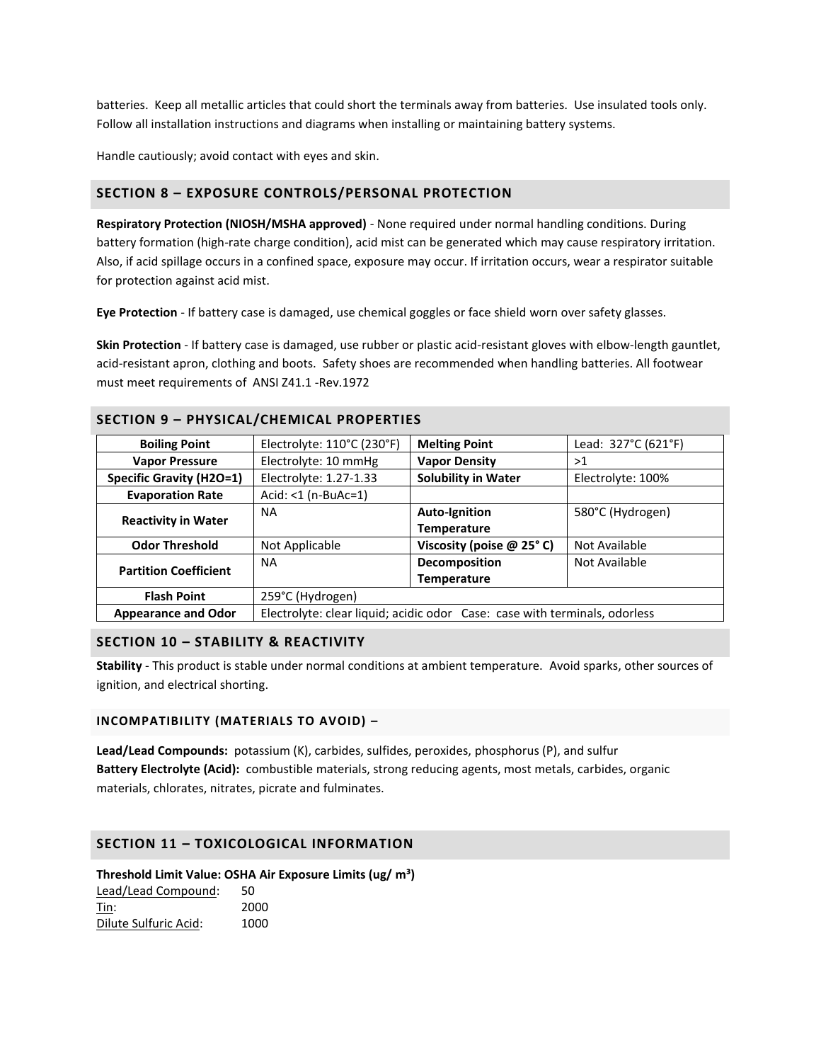batteries. Keep all metallic articles that could short the terminals away from batteries. Use insulated tools only. Follow all installation instructions and diagrams when installing or maintaining battery systems.

Handle cautiously; avoid contact with eyes and skin.

## SECTION 8 – EXPOSURE CONTROLS/PERSONAL PROTECTION

**Respiratory Protection (NIOSH/MSHA approved)** - None required under normal handling conditions. During battery formation (high-rate charge condition), acid mist can be generated which may cause respiratory irritation. Also, if acid spillage occurs in a confined space, exposure may occur. If irritation occurs, wear a respirator suitable for protection against acid mist.

**Eye Protection** - If battery case is damaged, use chemical goggles or face shield worn over safety glasses.

**Skin Protection** - If battery case is damaged, use rubber or plastic acid-resistant gloves with elbow-length gauntlet, acid-resistant apron, clothing and boots. Safety shoes are recommended when handling batteries. All footwear must meet requirements of ANSI Z41.1 -Rev.1972

## SECTION 9 – PHYSICAL/CHEMICAL PROPERTIES

| Property | Value | Property | Value |
|---|---|---|---|
| **Boiling Point** | Electrolyte: 110°C (230°F) | **Melting Point** | Lead: 327°C (621°F) |
| **Vapor Pressure** | Electrolyte: 10 mmHg | **Vapor Density** | >1 |
| **Specific Gravity (H2O=1)** | Electrolyte: 1.27-1.33 | **Solubility in Water** | Electrolyte: 100% |
| **Evaporation Rate** | Acid: <1 (n-BuAc=1) | | |
| **Reactivity in Water** | NA | **Auto-Ignition Temperature** | 580°C (Hydrogen) |
| **Odor Threshold** | Not Applicable | **Viscosity (poise @ 25° C)** | Not Available |
| **Partition Coefficient** | NA | **Decomposition Temperature** | Not Available |
| **Flash Point** | 259°C (Hydrogen) | | |
| **Appearance and Odor** | Electrolyte: clear liquid; acidic odor Case: case with terminals, odorless | | |

## SECTION 10 – STABILITY & REACTIVITY

**Stability** - This product is stable under normal conditions at ambient temperature. Avoid sparks, other sources of ignition, and electrical shorting.

### INCOMPATIBILITY (MATERIALS TO AVOID) –

**Lead/Lead Compounds:** potassium (K), carbides, sulfides, peroxides, phosphorus (P), and sulfur
**Battery Electrolyte (Acid):** combustible materials, strong reducing agents, most metals, carbides, organic materials, chlorates, nitrates, picrate and fulminates.

## SECTION 11 – TOXICOLOGICAL INFORMATION

**Threshold Limit Value: OSHA Air Exposure Limits (ug/ m³)**

Lead/Lead Compound: 50
Tin: 2000
Dilute Sulfuric Acid: 1000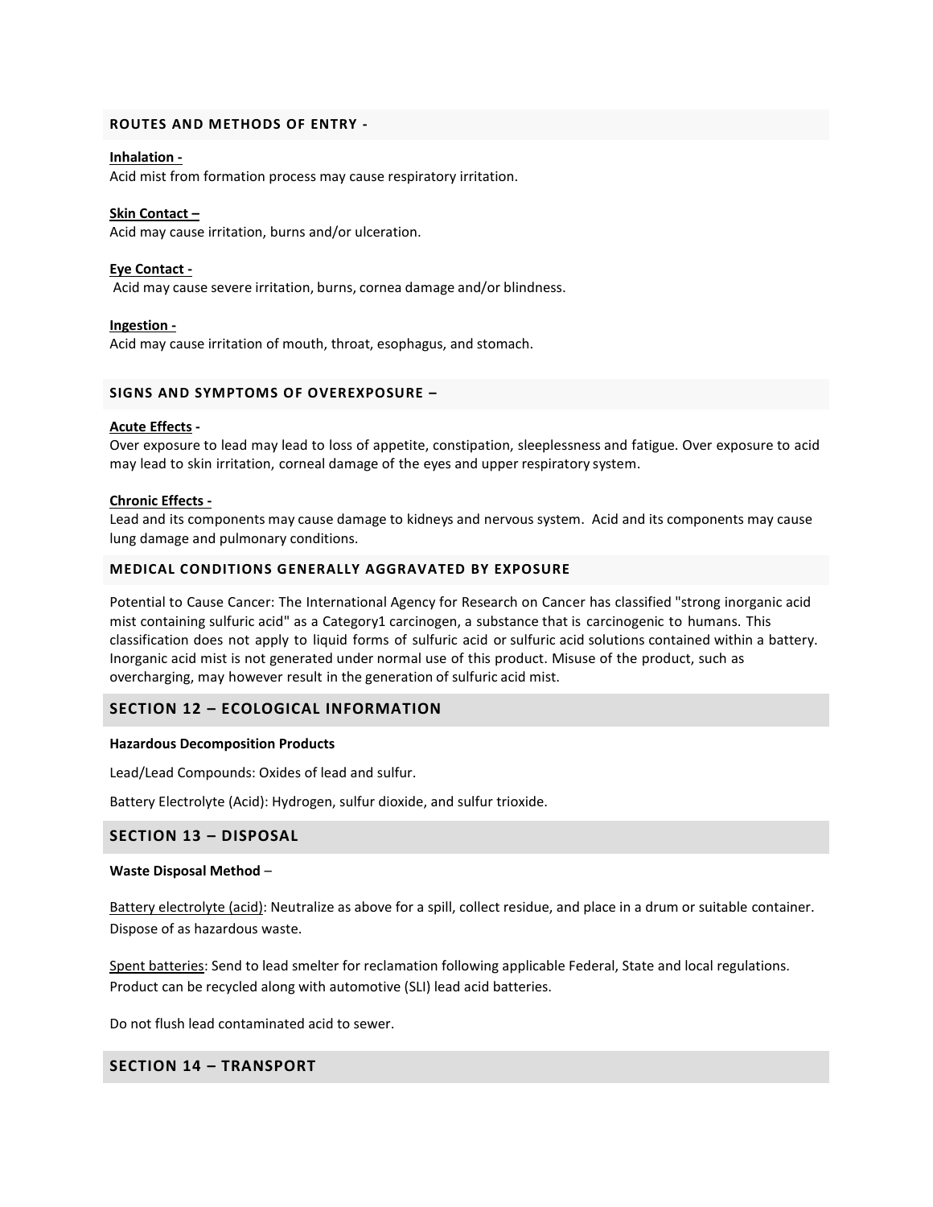### ROUTES AND METHODS OF ENTRY -

**Inhalation -**
Acid mist from formation process may cause respiratory irritation.

**Skin Contact –**
Acid may cause irritation, burns and/or ulceration.

**Eye Contact -**
Acid may cause severe irritation, burns, cornea damage and/or blindness.

**Ingestion -**
Acid may cause irritation of mouth, throat, esophagus, and stomach.

### SIGNS AND SYMPTOMS OF OVEREXPOSURE –

**Acute Effects -**
Over exposure to lead may lead to loss of appetite, constipation, sleeplessness and fatigue. Over exposure to acid may lead to skin irritation, corneal damage of the eyes and upper respiratory system.

**Chronic Effects -**
Lead and its components may cause damage to kidneys and nervous system. Acid and its components may cause lung damage and pulmonary conditions.

### MEDICAL CONDITIONS GENERALLY AGGRAVATED BY EXPOSURE

Potential to Cause Cancer: The International Agency for Research on Cancer has classified "strong inorganic acid mist containing sulfuric acid" as a Category1 carcinogen, a substance that is carcinogenic to humans. This classification does not apply to liquid forms of sulfuric acid or sulfuric acid solutions contained within a battery. Inorganic acid mist is not generated under normal use of this product. Misuse of the product, such as overcharging, may however result in the generation of sulfuric acid mist.

## SECTION 12 – ECOLOGICAL INFORMATION

**Hazardous Decomposition Products**

Lead/Lead Compounds: Oxides of lead and sulfur.

Battery Electrolyte (Acid): Hydrogen, sulfur dioxide, and sulfur trioxide.

## SECTION 13 – DISPOSAL

**Waste Disposal Method** –

Battery electrolyte (acid): Neutralize as above for a spill, collect residue, and place in a drum or suitable container. Dispose of as hazardous waste.

Spent batteries: Send to lead smelter for reclamation following applicable Federal, State and local regulations. Product can be recycled along with automotive (SLI) lead acid batteries.

Do not flush lead contaminated acid to sewer.

## SECTION 14 – TRANSPORT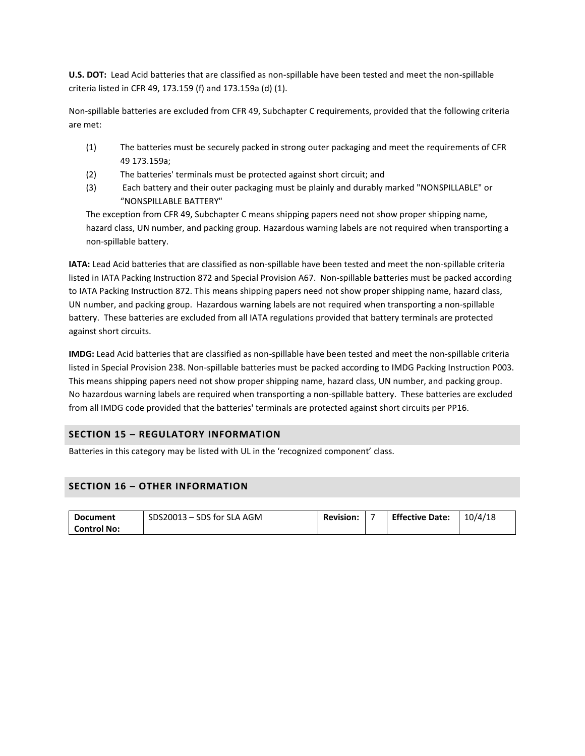**U.S. DOT:** Lead Acid batteries that are classified as non-spillable have been tested and meet the non-spillable criteria listed in CFR 49, 173.159 (f) and 173.159a (d) (1).

Non-spillable batteries are excluded from CFR 49, Subchapter C requirements, provided that the following criteria are met:

(1) The batteries must be securely packed in strong outer packaging and meet the requirements of CFR 49 173.159a;
(2) The batteries' terminals must be protected against short circuit; and
(3) Each battery and their outer packaging must be plainly and durably marked "NONSPILLABLE" or "NONSPILLABLE BATTERY"

The exception from CFR 49, Subchapter C means shipping papers need not show proper shipping name, hazard class, UN number, and packing group. Hazardous warning labels are not required when transporting a non-spillable battery.

**IATA:** Lead Acid batteries that are classified as non-spillable have been tested and meet the non-spillable criteria listed in IATA Packing Instruction 872 and Special Provision A67. Non-spillable batteries must be packed according to IATA Packing Instruction 872. This means shipping papers need not show proper shipping name, hazard class, UN number, and packing group. Hazardous warning labels are not required when transporting a non-spillable battery. These batteries are excluded from all IATA regulations provided that battery terminals are protected against short circuits.

**IMDG:** Lead Acid batteries that are classified as non-spillable have been tested and meet the non-spillable criteria listed in Special Provision 238. Non-spillable batteries must be packed according to IMDG Packing Instruction P003. This means shipping papers need not show proper shipping name, hazard class, UN number, and packing group. No hazardous warning labels are required when transporting a non-spillable battery. These batteries are excluded from all IMDG code provided that the batteries' terminals are protected against short circuits per PP16.

## SECTION 15 – REGULATORY INFORMATION

Batteries in this category may be listed with UL in the 'recognized component' class.

## SECTION 16 – OTHER INFORMATION

| | | | | | |
|---|---|---|---|---|---|
| **Document Control No:** | SDS20013 – SDS for SLA AGM | **Revision:** | 7 | **Effective Date:** | 10/4/18 |